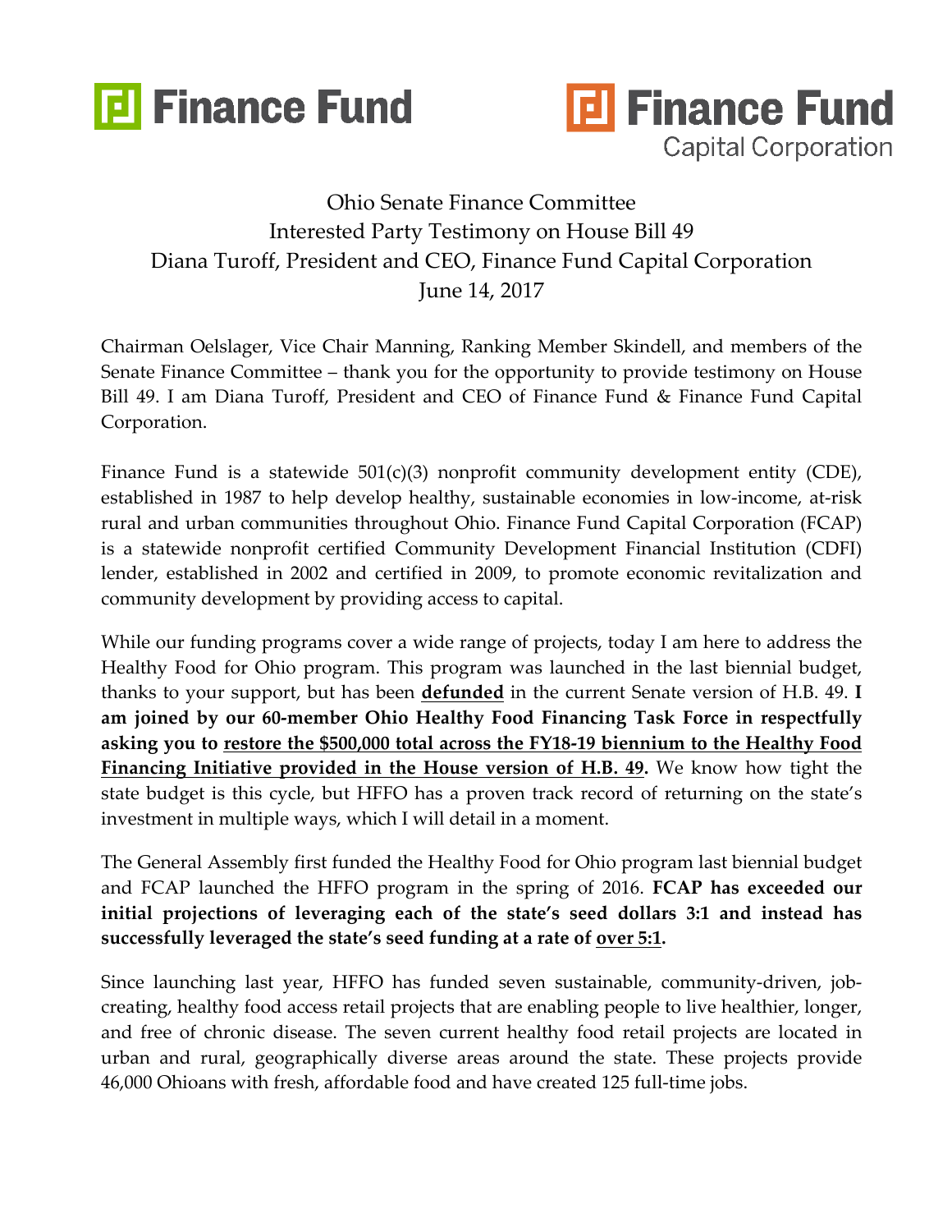Finance Fund

Finance Fund Capital Corporation

Ohio Senate Finance Committee
Interested Party Testimony on House Bill 49
Diana Turoff, President and CEO, Finance Fund Capital Corporation
June 14, 2017

Chairman Oelslager, Vice Chair Manning, Ranking Member Skindell, and members of the Senate Finance Committee – thank you for the opportunity to provide testimony on House Bill 49. I am Diana Turoff, President and CEO of Finance Fund & Finance Fund Capital Corporation.

Finance Fund is a statewide 501(c)(3) nonprofit community development entity (CDE), established in 1987 to help develop healthy, sustainable economies in low-income, at-risk rural and urban communities throughout Ohio. Finance Fund Capital Corporation (FCAP) is a statewide nonprofit certified Community Development Financial Institution (CDFI) lender, established in 2002 and certified in 2009, to promote economic revitalization and community development by providing access to capital.

While our funding programs cover a wide range of projects, today I am here to address the Healthy Food for Ohio program. This program was launched in the last biennial budget, thanks to your support, but has been **defunded** in the current Senate version of H.B. 49. **I am joined by our 60-member Ohio Healthy Food Financing Task Force in respectfully asking you to restore the $500,000 total across the FY18-19 biennium to the Healthy Food Financing Initiative provided in the House version of H.B. 49.** We know how tight the state budget is this cycle, but HFFO has a proven track record of returning on the state's investment in multiple ways, which I will detail in a moment.

The General Assembly first funded the Healthy Food for Ohio program last biennial budget and FCAP launched the HFFO program in the spring of 2016. **FCAP has exceeded our initial projections of leveraging each of the state's seed dollars 3:1 and instead has successfully leveraged the state's seed funding at a rate of over 5:1.**

Since launching last year, HFFO has funded seven sustainable, community-driven, job-creating, healthy food access retail projects that are enabling people to live healthier, longer, and free of chronic disease. The seven current healthy food retail projects are located in urban and rural, geographically diverse areas around the state. These projects provide 46,000 Ohioans with fresh, affordable food and have created 125 full-time jobs.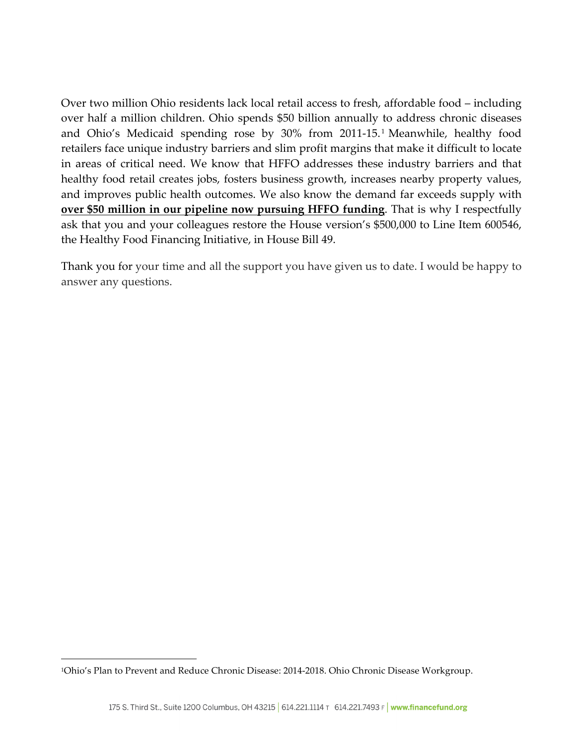Over two million Ohio residents lack local retail access to fresh, affordable food – including over half a million children. Ohio spends $50 billion annually to address chronic diseases and Ohio's Medicaid spending rose by 30% from 2011-15.[1] Meanwhile, healthy food retailers face unique industry barriers and slim profit margins that make it difficult to locate in areas of critical need. We know that HFFO addresses these industry barriers and that healthy food retail creates jobs, fosters business growth, increases nearby property values, and improves public health outcomes. We also know the demand far exceeds supply with **over $50 million in our pipeline now pursuing HFFO funding**. That is why I respectfully ask that you and your colleagues restore the House version's $500,000 to Line Item 600546, the Healthy Food Financing Initiative, in House Bill 49.

Thank you for your time and all the support you have given us to date. I would be happy to answer any questions.

[1] Ohio's Plan to Prevent and Reduce Chronic Disease: 2014-2018. Ohio Chronic Disease Workgroup.

175 S. Third St., Suite 1200 Columbus, OH 43215 | 614.221.1114 T 614.221.7493 F | www.financefund.org